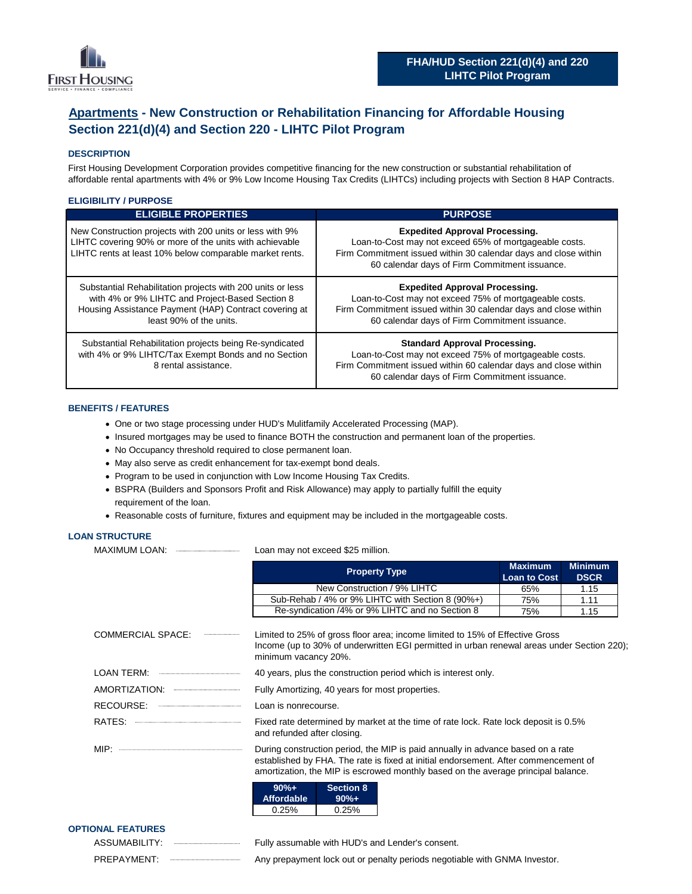FHA/HUD Section 221(d)(4) and 220 LIHTC Pilot Program

# Apartments - New Construction or Rehabilitation Financing for Affordable Housing Section 221(d)(4) and Section 220 - LIHTC Pilot Program

### DESCRIPTION

First Housing Development Corporation provides competitive financing for the new construction or substantial rehabilitation of affordable rental apartments with 4% or 9% Low Income Housing Tax Credits (LIHTCs) including projects with Section 8 HAP Contracts.

### ELIGIBILITY / PURPOSE

| ELIGIBLE PROPERTIES | PURPOSE |
|---|---|
| New Construction projects with 200 units or less with 9% LIHTC covering 90% or more of the units with achievable LIHTC rents at least 10% below comparable market rents. | **Expedited Approval Processing.** Loan-to-Cost may not exceed 65% of mortgageable costs. Firm Commitment issued within 30 calendar days and close within 60 calendar days of Firm Commitment issuance. |
| Substantial Rehabilitation projects with 200 units or less with 4% or 9% LIHTC and Project-Based Section 8 Housing Assistance Payment (HAP) Contract covering at least 90% of the units. | **Expedited Approval Processing.** Loan-to-Cost may not exceed 75% of mortgageable costs. Firm Commitment issued within 30 calendar days and close within 60 calendar days of Firm Commitment issuance. |
| Substantial Rehabilitation projects being Re-syndicated with 4% or 9% LIHTC/Tax Exempt Bonds and no Section 8 rental assistance. | **Standard Approval Processing.** Loan-to-Cost may not exceed 75% of mortgageable costs. Firm Commitment issued within 60 calendar days and close within 60 calendar days of Firm Commitment issuance. |

### BENEFITS / FEATURES

- One or two stage processing under HUD's Mulitfamily Accelerated Processing (MAP).
- Insured mortgages may be used to finance BOTH the construction and permanent loan of the properties.
- No Occupancy threshold required to close permanent loan.
- May also serve as credit enhancement for tax-exempt bond deals.
- Program to be used in conjunction with Low Income Housing Tax Credits.
- BSPRA (Builders and Sponsors Profit and Risk Allowance) may apply to partially fulfill the equity requirement of the loan.
- Reasonable costs of furniture, fixtures and equipment may be included in the mortgageable costs.

### LOAN STRUCTURE

MAXIMUM LOAN: Loan may not exceed $25 million.

| Property Type | Maximum Loan to Cost | Minimum DSCR |
|---|---|---|
| New Construction / 9% LIHTC | 65% | 1.15 |
| Sub-Rehab / 4% or 9% LIHTC with Section 8 (90%+) | 75% | 1.11 |
| Re-syndication /4% or 9% LIHTC and no Section 8 | 75% | 1.15 |

COMMERCIAL SPACE: Limited to 25% of gross floor area; income limited to 15% of Effective Gross Income (up to 30% of underwritten EGI permitted in urban renewal areas under Section 220); minimum vacancy 20%.

LOAN TERM: 40 years, plus the construction period which is interest only.

AMORTIZATION: Fully Amortizing, 40 years for most properties.

RECOURSE: Loan is nonrecourse.

RATES: Fixed rate determined by market at the time of rate lock. Rate lock deposit is 0.5% and refunded after closing.

MIP: During construction period, the MIP is paid annually in advance based on a rate established by FHA. The rate is fixed at initial endorsement. After commencement of amortization, the MIP is escrowed monthly based on the average principal balance.

| 90%+ Affordable | Section 8 90%+ |
|---|---|
| 0.25% | 0.25% |

### OPTIONAL FEATURES

ASSUMABILITY: Fully assumable with HUD's and Lender's consent.

PREPAYMENT: Any prepayment lock out or penalty periods negotiable with GNMA Investor.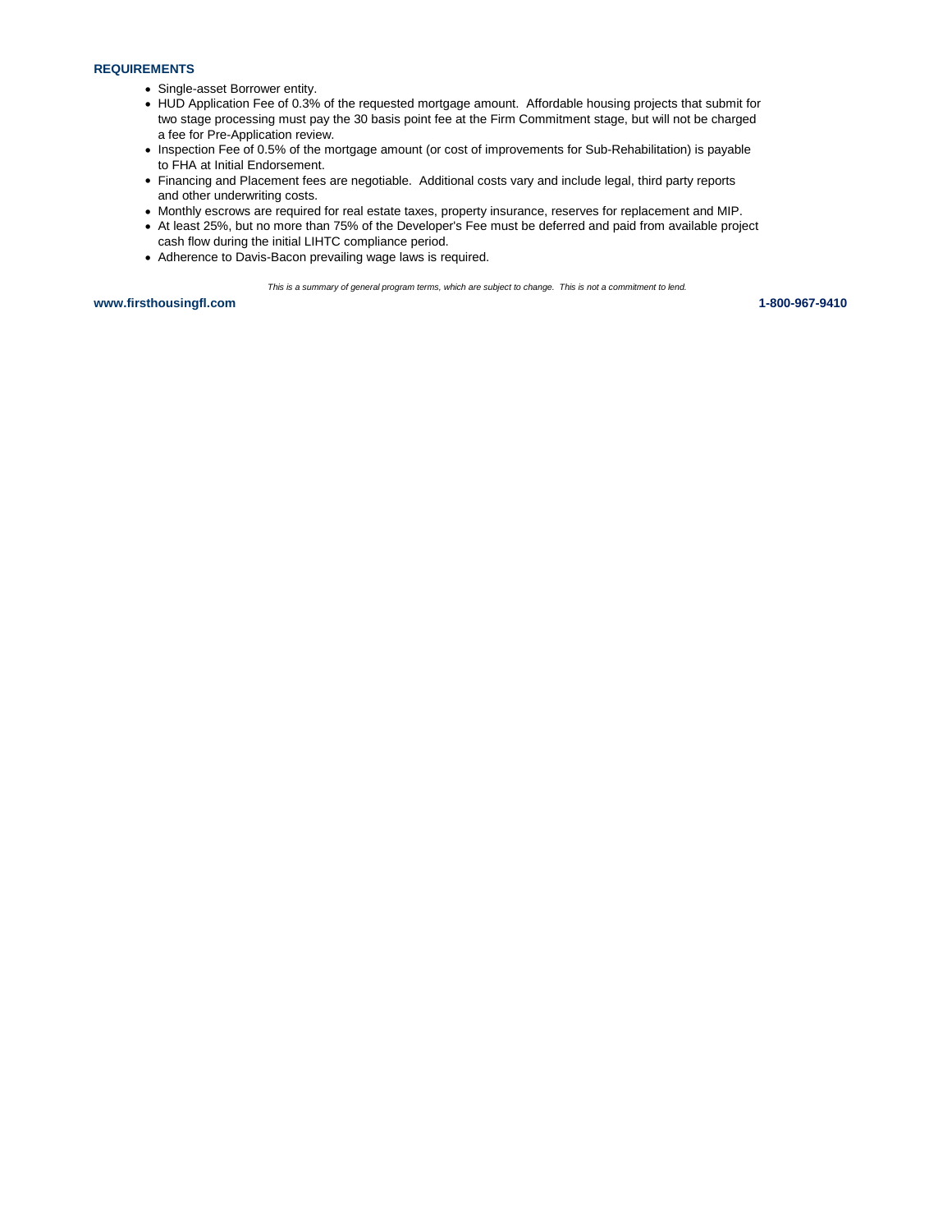### REQUIREMENTS

- Single-asset Borrower entity.
- HUD Application Fee of 0.3% of the requested mortgage amount. Affordable housing projects that submit for two stage processing must pay the 30 basis point fee at the Firm Commitment stage, but will not be charged a fee for Pre-Application review.
- Inspection Fee of 0.5% of the mortgage amount (or cost of improvements for Sub-Rehabilitation) is payable to FHA at Initial Endorsement.
- Financing and Placement fees are negotiable. Additional costs vary and include legal, third party reports and other underwriting costs.
- Monthly escrows are required for real estate taxes, property insurance, reserves for replacement and MIP.
- At least 25%, but no more than 75% of the Developer's Fee must be deferred and paid from available project cash flow during the initial LIHTC compliance period.
- Adherence to Davis-Bacon prevailing wage laws is required.

*This is a summary of general program terms, which are subject to change. This is not a commitment to lend.*

**www.firsthousingfl.com** **1-800-967-9410**